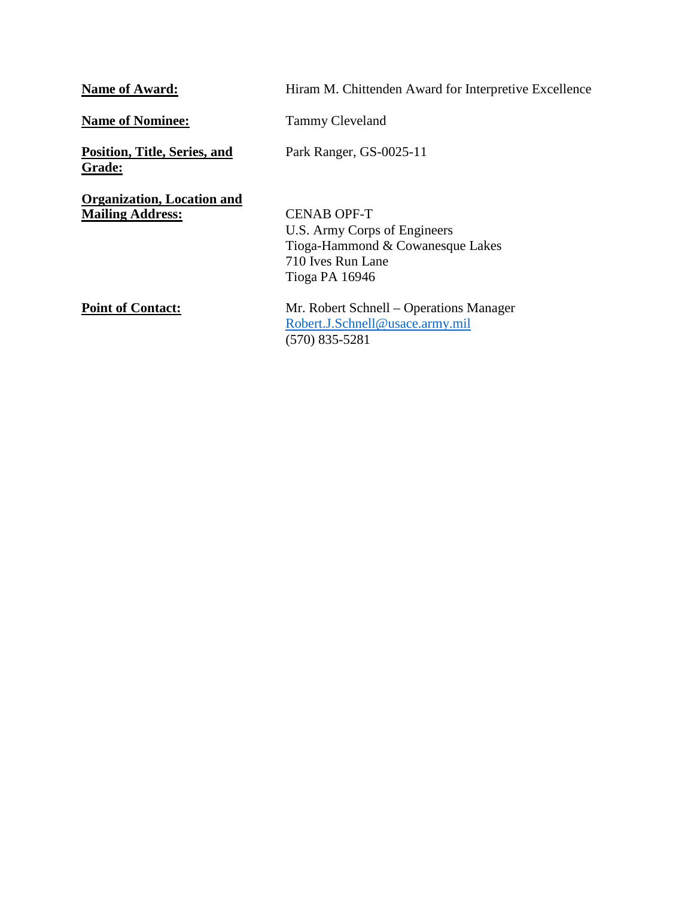**Name of Award:** Hiram M. Chittenden Award for Interpretive Excellence

**Name of Nominee:** Tammy Cleveland

**Position, Title, Series, and Grade:** Park Ranger, GS-0025-11

**Organization, Location and Mailing Address:**
CENAB OPF-T
U.S. Army Corps of Engineers
Tioga-Hammond & Cowanesque Lakes
710 Ives Run Lane
Tioga PA 16946

**Point of Contact:**
Mr. Robert Schnell – Operations Manager
Robert.J.Schnell@usace.army.mil
(570) 835-5281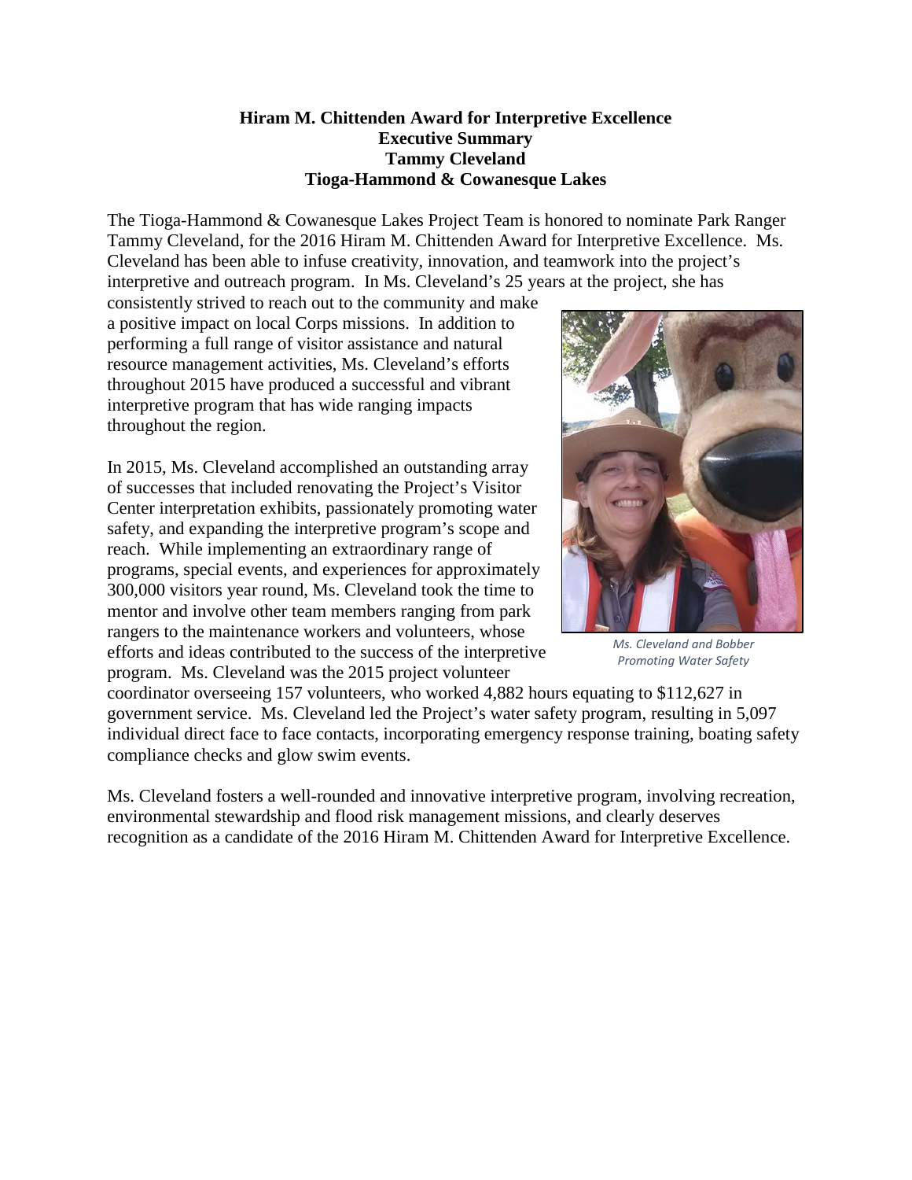**Hiram M. Chittenden Award for Interpretive Excellence**
**Executive Summary**
**Tammy Cleveland**
**Tioga-Hammond & Cowanesque Lakes**

The Tioga-Hammond & Cowanesque Lakes Project Team is honored to nominate Park Ranger Tammy Cleveland, for the 2016 Hiram M. Chittenden Award for Interpretive Excellence. Ms. Cleveland has been able to infuse creativity, innovation, and teamwork into the project's interpretive and outreach program. In Ms. Cleveland's 25 years at the project, she has consistently strived to reach out to the community and make a positive impact on local Corps missions. In addition to performing a full range of visitor assistance and natural resource management activities, Ms. Cleveland's efforts throughout 2015 have produced a successful and vibrant interpretive program that has wide ranging impacts throughout the region.

In 2015, Ms. Cleveland accomplished an outstanding array of successes that included renovating the Project's Visitor Center interpretation exhibits, passionately promoting water safety, and expanding the interpretive program's scope and reach. While implementing an extraordinary range of programs, special events, and experiences for approximately 300,000 visitors year round, Ms. Cleveland took the time to mentor and involve other team members ranging from park rangers to the maintenance workers and volunteers, whose efforts and ideas contributed to the success of the interpretive program. Ms. Cleveland was the 2015 project volunteer coordinator overseeing 157 volunteers, who worked 4,882 hours equating to $112,627 in government service. Ms. Cleveland led the Project's water safety program, resulting in 5,097 individual direct face to face contacts, incorporating emergency response training, boating safety compliance checks and glow swim events.

*Ms. Cleveland and Bobber Promoting Water Safety*

Ms. Cleveland fosters a well-rounded and innovative interpretive program, involving recreation, environmental stewardship and flood risk management missions, and clearly deserves recognition as a candidate of the 2016 Hiram M. Chittenden Award for Interpretive Excellence.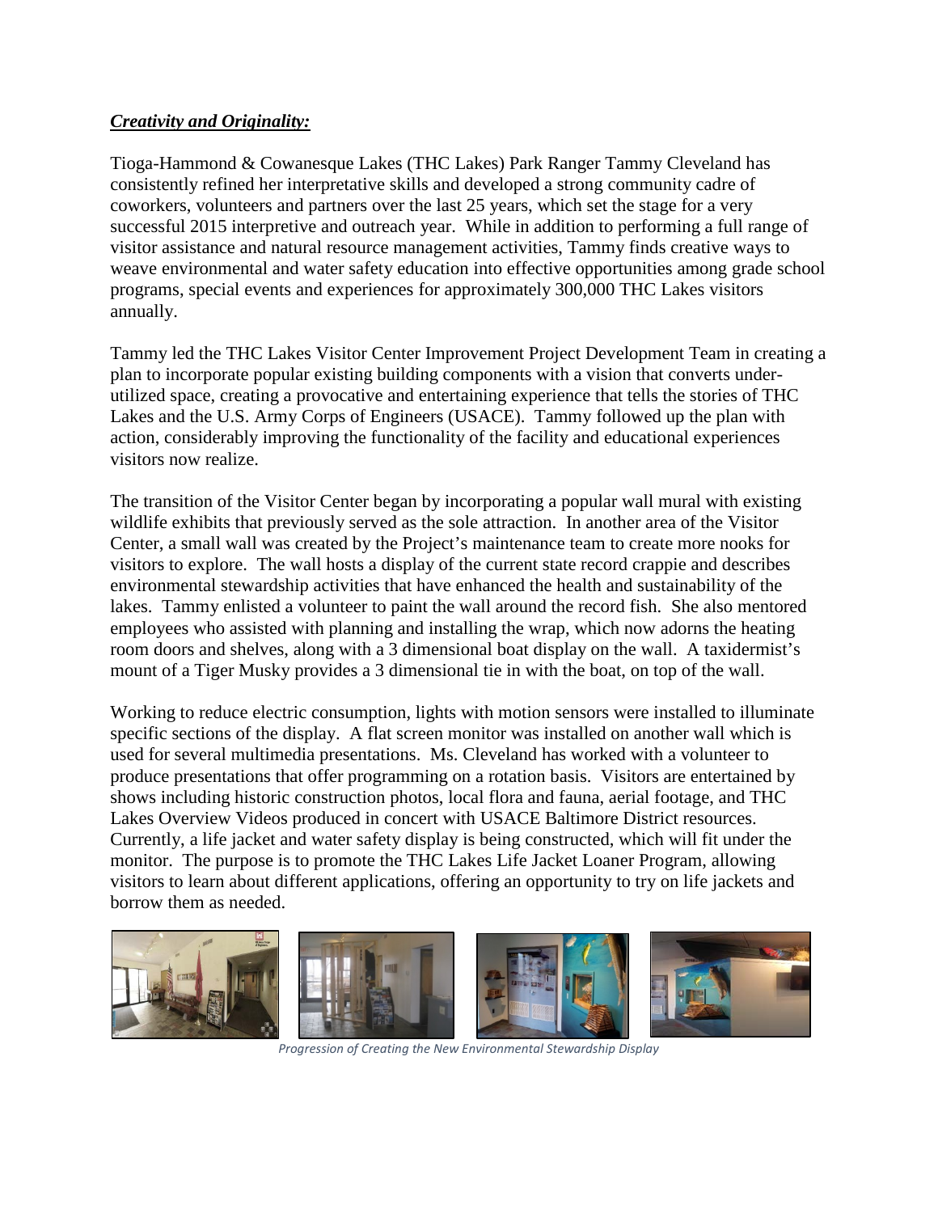***Creativity and Originality:***

Tioga-Hammond & Cowanesque Lakes (THC Lakes) Park Ranger Tammy Cleveland has consistently refined her interpretative skills and developed a strong community cadre of coworkers, volunteers and partners over the last 25 years, which set the stage for a very successful 2015 interpretive and outreach year. While in addition to performing a full range of visitor assistance and natural resource management activities, Tammy finds creative ways to weave environmental and water safety education into effective opportunities among grade school programs, special events and experiences for approximately 300,000 THC Lakes visitors annually.

Tammy led the THC Lakes Visitor Center Improvement Project Development Team in creating a plan to incorporate popular existing building components with a vision that converts under-utilized space, creating a provocative and entertaining experience that tells the stories of THC Lakes and the U.S. Army Corps of Engineers (USACE). Tammy followed up the plan with action, considerably improving the functionality of the facility and educational experiences visitors now realize.

The transition of the Visitor Center began by incorporating a popular wall mural with existing wildlife exhibits that previously served as the sole attraction. In another area of the Visitor Center, a small wall was created by the Project's maintenance team to create more nooks for visitors to explore. The wall hosts a display of the current state record crappie and describes environmental stewardship activities that have enhanced the health and sustainability of the lakes. Tammy enlisted a volunteer to paint the wall around the record fish. She also mentored employees who assisted with planning and installing the wrap, which now adorns the heating room doors and shelves, along with a 3 dimensional boat display on the wall. A taxidermist's mount of a Tiger Musky provides a 3 dimensional tie in with the boat, on top of the wall.

Working to reduce electric consumption, lights with motion sensors were installed to illuminate specific sections of the display. A flat screen monitor was installed on another wall which is used for several multimedia presentations. Ms. Cleveland has worked with a volunteer to produce presentations that offer programming on a rotation basis. Visitors are entertained by shows including historic construction photos, local flora and fauna, aerial footage, and THC Lakes Overview Videos produced in concert with USACE Baltimore District resources. Currently, a life jacket and water safety display is being constructed, which will fit under the monitor. The purpose is to promote the THC Lakes Life Jacket Loaner Program, allowing visitors to learn about different applications, offering an opportunity to try on life jackets and borrow them as needed.

*Progression of Creating the New Environmental Stewardship Display*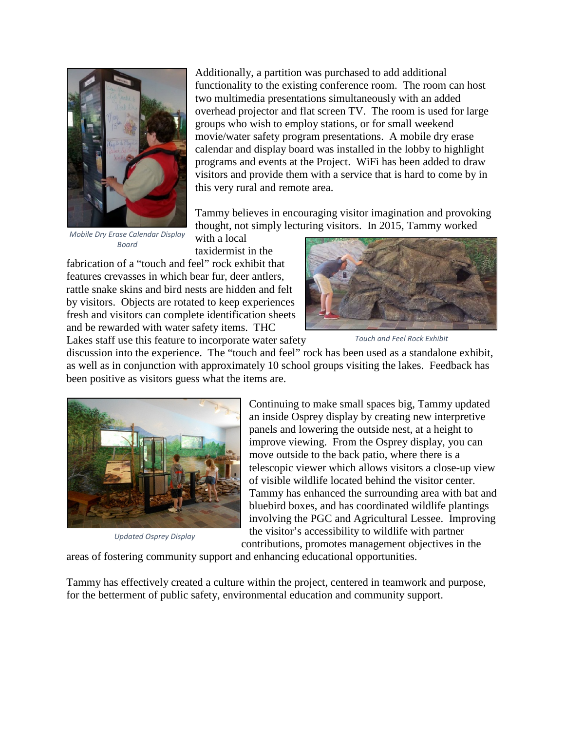Additionally, a partition was purchased to add additional functionality to the existing conference room. The room can host two multimedia presentations simultaneously with an added overhead projector and flat screen TV. The room is used for large groups who wish to employ stations, or for small weekend movie/water safety program presentations. A mobile dry erase calendar and display board was installed in the lobby to highlight programs and events at the Project. WiFi has been added to draw visitors and provide them with a service that is hard to come by in this very rural and remote area.

*Mobile Dry Erase Calendar Display Board*

Tammy believes in encouraging visitor imagination and provoking thought, not simply lecturing visitors. In 2015, Tammy worked with a local taxidermist in the fabrication of a "touch and feel" rock exhibit that features crevasses in which bear fur, deer antlers, rattle snake skins and bird nests are hidden and felt by visitors. Objects are rotated to keep experiences fresh and visitors can complete identification sheets and be rewarded with water safety items. THC Lakes staff use this feature to incorporate water safety discussion into the experience. The "touch and feel" rock has been used as a standalone exhibit, as well as in conjunction with approximately 10 school groups visiting the lakes. Feedback has been positive as visitors guess what the items are.

*Touch and Feel Rock Exhibit*

Continuing to make small spaces big, Tammy updated an inside Osprey display by creating new interpretive panels and lowering the outside nest, at a height to improve viewing. From the Osprey display, you can move outside to the back patio, where there is a telescopic viewer which allows visitors a close-up view of visible wildlife located behind the visitor center. Tammy has enhanced the surrounding area with bat and bluebird boxes, and has coordinated wildlife plantings involving the PGC and Agricultural Lessee. Improving the visitor's accessibility to wildlife with partner contributions, promotes management objectives in the areas of fostering community support and enhancing educational opportunities.

*Updated Osprey Display*

Tammy has effectively created a culture within the project, centered in teamwork and purpose, for the betterment of public safety, environmental education and community support.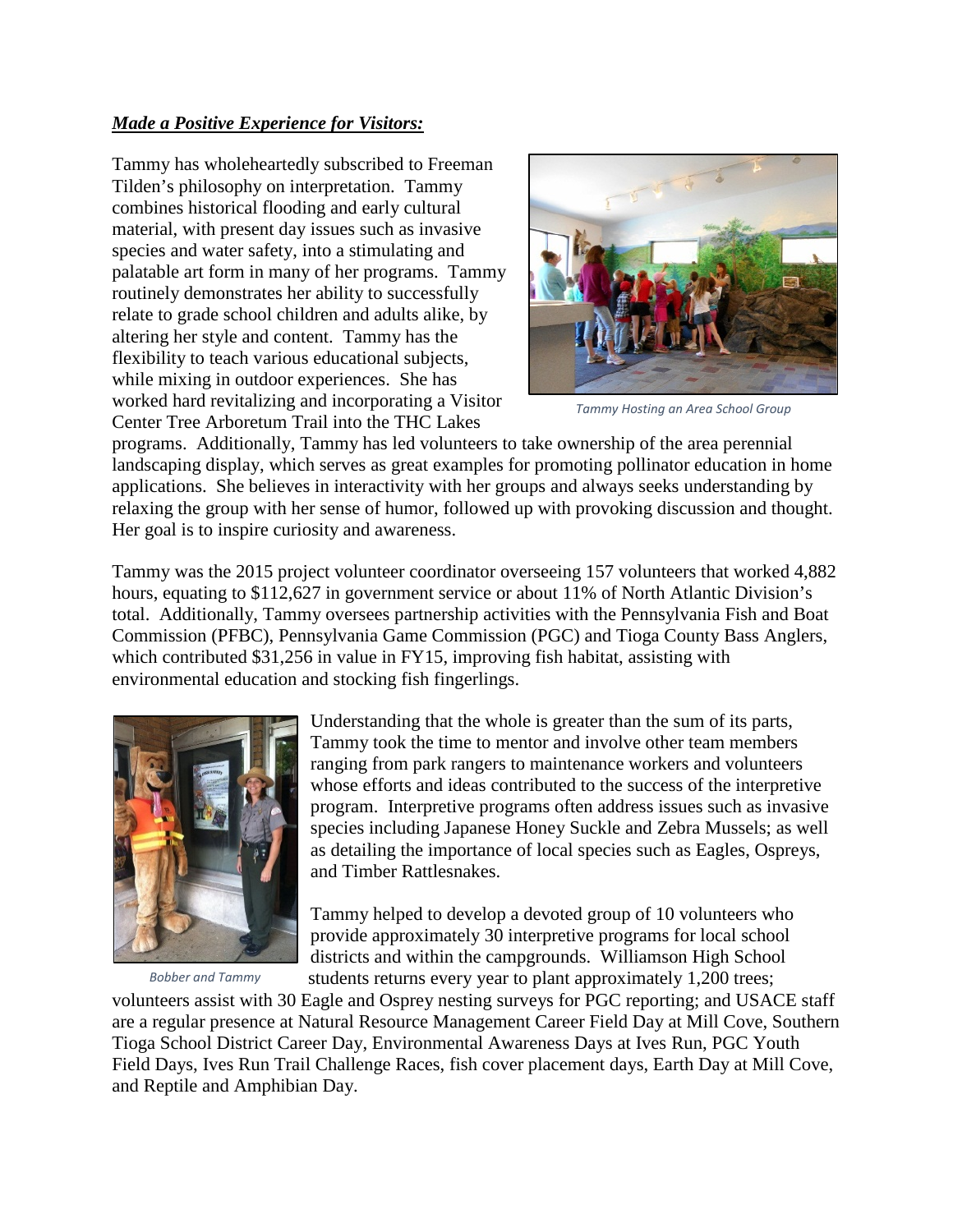***Made a Positive Experience for Visitors:***

Tammy has wholeheartedly subscribed to Freeman Tilden's philosophy on interpretation. Tammy combines historical flooding and early cultural material, with present day issues such as invasive species and water safety, into a stimulating and palatable art form in many of her programs. Tammy routinely demonstrates her ability to successfully relate to grade school children and adults alike, by altering her style and content. Tammy has the flexibility to teach various educational subjects, while mixing in outdoor experiences. She has worked hard revitalizing and incorporating a Visitor Center Tree Arboretum Trail into the THC Lakes programs. Additionally, Tammy has led volunteers to take ownership of the area perennial landscaping display, which serves as great examples for promoting pollinator education in home applications. She believes in interactivity with her groups and always seeks understanding by relaxing the group with her sense of humor, followed up with provoking discussion and thought. Her goal is to inspire curiosity and awareness.

*Tammy Hosting an Area School Group*

Tammy was the 2015 project volunteer coordinator overseeing 157 volunteers that worked 4,882 hours, equating to $112,627 in government service or about 11% of North Atlantic Division's total. Additionally, Tammy oversees partnership activities with the Pennsylvania Fish and Boat Commission (PFBC), Pennsylvania Game Commission (PGC) and Tioga County Bass Anglers, which contributed $31,256 in value in FY15, improving fish habitat, assisting with environmental education and stocking fish fingerlings.

Understanding that the whole is greater than the sum of its parts, Tammy took the time to mentor and involve other team members ranging from park rangers to maintenance workers and volunteers whose efforts and ideas contributed to the success of the interpretive program. Interpretive programs often address issues such as invasive species including Japanese Honey Suckle and Zebra Mussels; as well as detailing the importance of local species such as Eagles, Ospreys, and Timber Rattlesnakes.

*Bobber and Tammy*

Tammy helped to develop a devoted group of 10 volunteers who provide approximately 30 interpretive programs for local school districts and within the campgrounds. Williamson High School students returns every year to plant approximately 1,200 trees; volunteers assist with 30 Eagle and Osprey nesting surveys for PGC reporting; and USACE staff are a regular presence at Natural Resource Management Career Field Day at Mill Cove, Southern Tioga School District Career Day, Environmental Awareness Days at Ives Run, PGC Youth Field Days, Ives Run Trail Challenge Races, fish cover placement days, Earth Day at Mill Cove, and Reptile and Amphibian Day.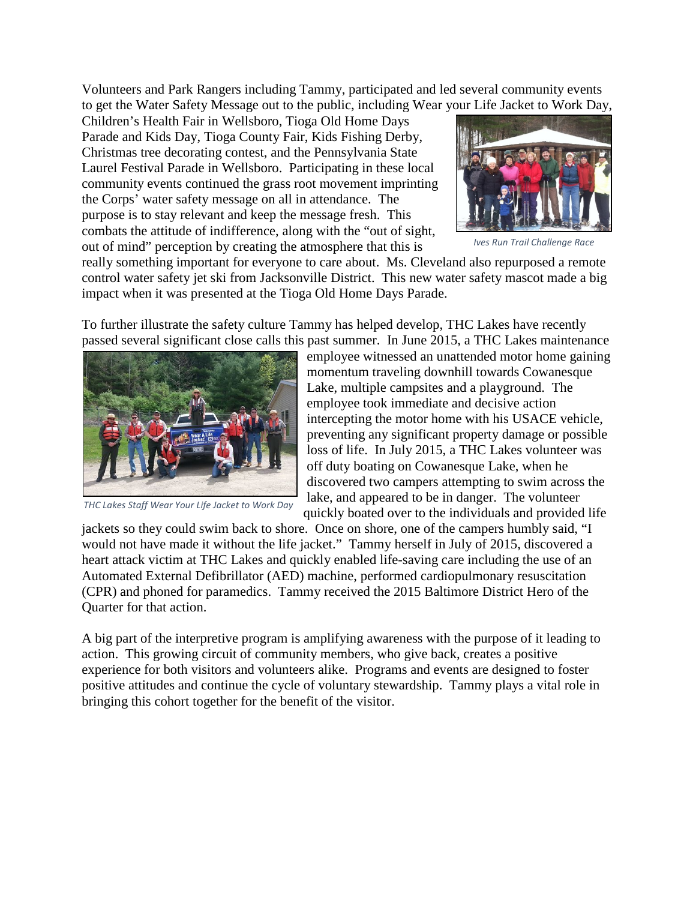Volunteers and Park Rangers including Tammy, participated and led several community events to get the Water Safety Message out to the public, including Wear your Life Jacket to Work Day, Children's Health Fair in Wellsboro, Tioga Old Home Days Parade and Kids Day, Tioga County Fair, Kids Fishing Derby, Christmas tree decorating contest, and the Pennsylvania State Laurel Festival Parade in Wellsboro. Participating in these local community events continued the grass root movement imprinting the Corps' water safety message on all in attendance. The purpose is to stay relevant and keep the message fresh. This combats the attitude of indifference, along with the "out of sight, out of mind" perception by creating the atmosphere that this is really something important for everyone to care about. Ms. Cleveland also repurposed a remote control water safety jet ski from Jacksonville District. This new water safety mascot made a big impact when it was presented at the Tioga Old Home Days Parade.

*Ives Run Trail Challenge Race*

To further illustrate the safety culture Tammy has helped develop, THC Lakes have recently passed several significant close calls this past summer. In June 2015, a THC Lakes maintenance employee witnessed an unattended motor home gaining momentum traveling downhill towards Cowanesque Lake, multiple campsites and a playground. The employee took immediate and decisive action intercepting the motor home with his USACE vehicle, preventing any significant property damage or possible loss of life. In July 2015, a THC Lakes volunteer was off duty boating on Cowanesque Lake, when he discovered two campers attempting to swim across the lake, and appeared to be in danger. The volunteer quickly boated over to the individuals and provided life jackets so they could swim back to shore. Once on shore, one of the campers humbly said, "I would not have made it without the life jacket." Tammy herself in July of 2015, discovered a heart attack victim at THC Lakes and quickly enabled life-saving care including the use of an Automated External Defibrillator (AED) machine, performed cardiopulmonary resuscitation (CPR) and phoned for paramedics. Tammy received the 2015 Baltimore District Hero of the Quarter for that action.

*THC Lakes Staff Wear Your Life Jacket to Work Day*

A big part of the interpretive program is amplifying awareness with the purpose of it leading to action. This growing circuit of community members, who give back, creates a positive experience for both visitors and volunteers alike. Programs and events are designed to foster positive attitudes and continue the cycle of voluntary stewardship. Tammy plays a vital role in bringing this cohort together for the benefit of the visitor.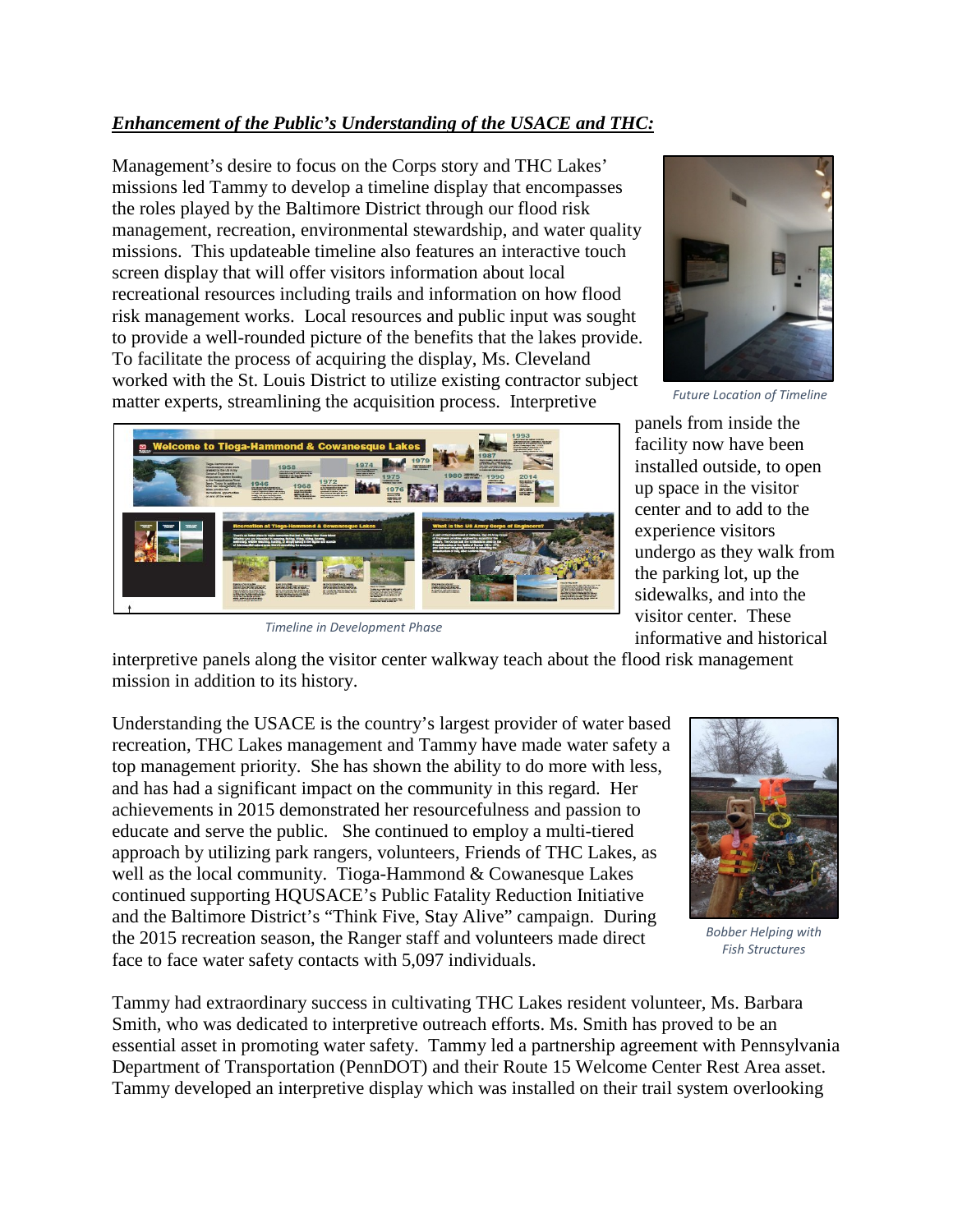***Enhancement of the Public's Understanding of the USACE and THC:***

Management's desire to focus on the Corps story and THC Lakes' missions led Tammy to develop a timeline display that encompasses the roles played by the Baltimore District through our flood risk management, recreation, environmental stewardship, and water quality missions. This updateable timeline also features an interactive touch screen display that will offer visitors information about local recreational resources including trails and information on how flood risk management works. Local resources and public input was sought to provide a well-rounded picture of the benefits that the lakes provide. To facilitate the process of acquiring the display, Ms. Cleveland worked with the St. Louis District to utilize existing contractor subject matter experts, streamlining the acquisition process. Interpretive panels from inside the facility now have been installed outside, to open up space in the visitor center and to add to the experience visitors undergo as they walk from the parking lot, up the sidewalks, and into the visitor center. These informative and historical interpretive panels along the visitor center walkway teach about the flood risk management mission in addition to its history.

*Future Location of Timeline*

*Timeline in Development Phase*

Understanding the USACE is the country's largest provider of water based recreation, THC Lakes management and Tammy have made water safety a top management priority. She has shown the ability to do more with less, and has had a significant impact on the community in this regard. Her achievements in 2015 demonstrated her resourcefulness and passion to educate and serve the public. She continued to employ a multi-tiered approach by utilizing park rangers, volunteers, Friends of THC Lakes, as well as the local community. Tioga-Hammond & Cowanesque Lakes continued supporting HQUSACE's Public Fatality Reduction Initiative and the Baltimore District's "Think Five, Stay Alive" campaign. During the 2015 recreation season, the Ranger staff and volunteers made direct face to face water safety contacts with 5,097 individuals.

*Bobber Helping with Fish Structures*

Tammy had extraordinary success in cultivating THC Lakes resident volunteer, Ms. Barbara Smith, who was dedicated to interpretive outreach efforts. Ms. Smith has proved to be an essential asset in promoting water safety. Tammy led a partnership agreement with Pennsylvania Department of Transportation (PennDOT) and their Route 15 Welcome Center Rest Area asset. Tammy developed an interpretive display which was installed on their trail system overlooking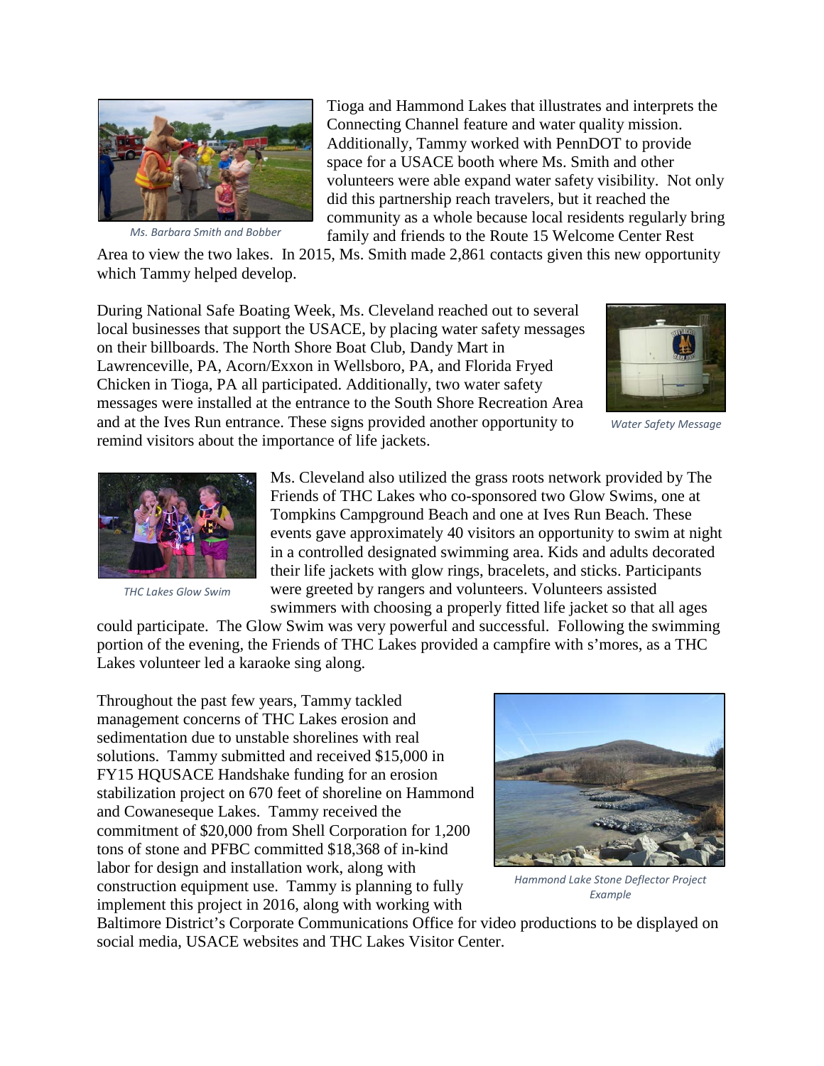Tioga and Hammond Lakes that illustrates and interprets the Connecting Channel feature and water quality mission. Additionally, Tammy worked with PennDOT to provide space for a USACE booth where Ms. Smith and other volunteers were able expand water safety visibility. Not only did this partnership reach travelers, but it reached the community as a whole because local residents regularly bring family and friends to the Route 15 Welcome Center Rest Area to view the two lakes. In 2015, Ms. Smith made 2,861 contacts given this new opportunity which Tammy helped develop.

*Ms. Barbara Smith and Bobber*

During National Safe Boating Week, Ms. Cleveland reached out to several local businesses that support the USACE, by placing water safety messages on their billboards. The North Shore Boat Club, Dandy Mart in Lawrenceville, PA, Acorn/Exxon in Wellsboro, PA, and Florida Fryed Chicken in Tioga, PA all participated. Additionally, two water safety messages were installed at the entrance to the South Shore Recreation Area and at the Ives Run entrance. These signs provided another opportunity to remind visitors about the importance of life jackets.

*Water Safety Message*

Ms. Cleveland also utilized the grass roots network provided by The Friends of THC Lakes who co-sponsored two Glow Swims, one at Tompkins Campground Beach and one at Ives Run Beach. These events gave approximately 40 visitors an opportunity to swim at night in a controlled designated swimming area. Kids and adults decorated their life jackets with glow rings, bracelets, and sticks. Participants were greeted by rangers and volunteers. Volunteers assisted swimmers with choosing a properly fitted life jacket so that all ages could participate. The Glow Swim was very powerful and successful. Following the swimming portion of the evening, the Friends of THC Lakes provided a campfire with s'mores, as a THC Lakes volunteer led a karaoke sing along.

*THC Lakes Glow Swim*

Throughout the past few years, Tammy tackled management concerns of THC Lakes erosion and sedimentation due to unstable shorelines with real solutions. Tammy submitted and received $15,000 in FY15 HQUSACE Handshake funding for an erosion stabilization project on 670 feet of shoreline on Hammond and Cowaneseque Lakes. Tammy received the commitment of $20,000 from Shell Corporation for 1,200 tons of stone and PFBC committed $18,368 of in-kind labor for design and installation work, along with construction equipment use. Tammy is planning to fully implement this project in 2016, along with working with Baltimore District's Corporate Communications Office for video productions to be displayed on social media, USACE websites and THC Lakes Visitor Center.

*Hammond Lake Stone Deflector Project Example*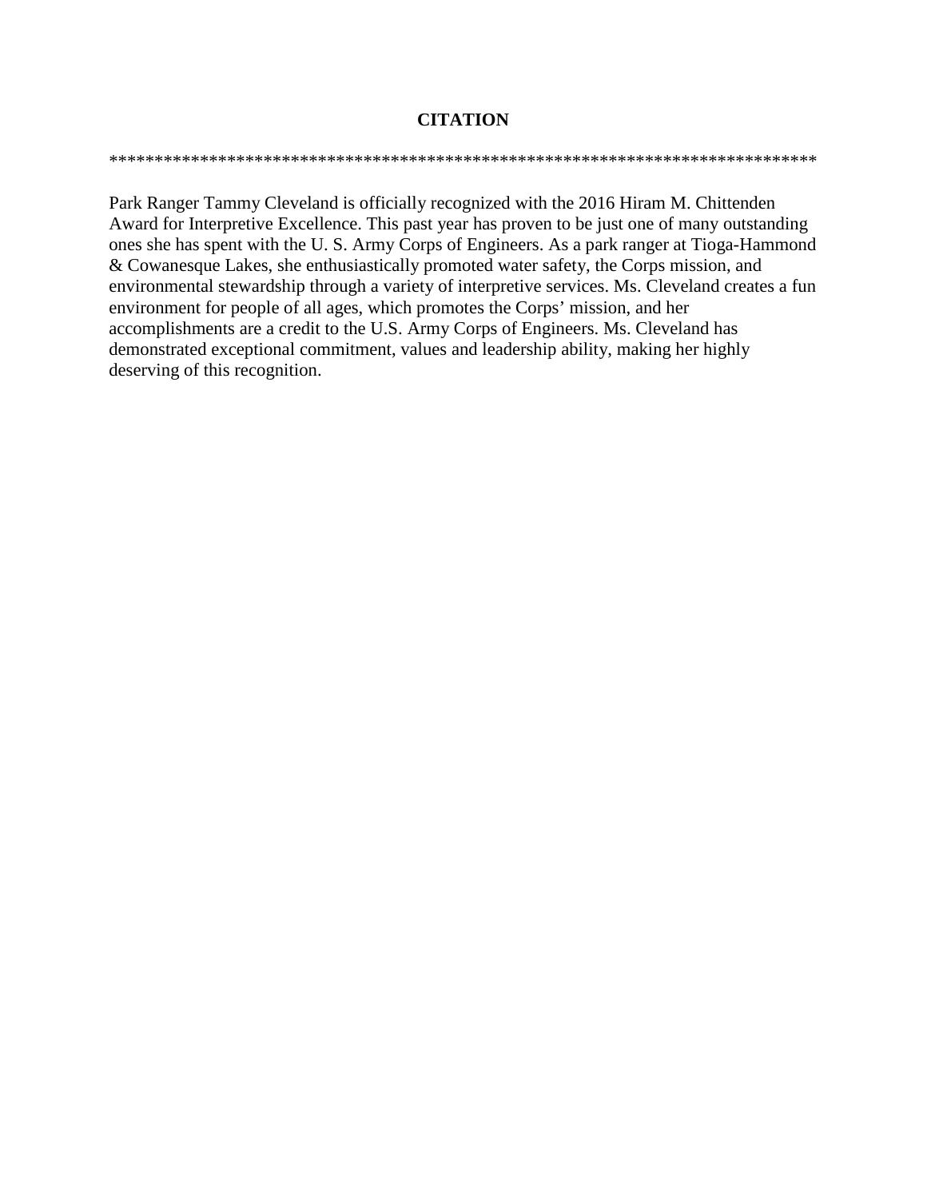**CITATION**

********************************************************************************

Park Ranger Tammy Cleveland is officially recognized with the 2016 Hiram M. Chittenden Award for Interpretive Excellence. This past year has proven to be just one of many outstanding ones she has spent with the U. S. Army Corps of Engineers. As a park ranger at Tioga-Hammond & Cowanesque Lakes, she enthusiastically promoted water safety, the Corps mission, and environmental stewardship through a variety of interpretive services. Ms. Cleveland creates a fun environment for people of all ages, which promotes the Corps' mission, and her accomplishments are a credit to the U.S. Army Corps of Engineers. Ms. Cleveland has demonstrated exceptional commitment, values and leadership ability, making her highly deserving of this recognition.